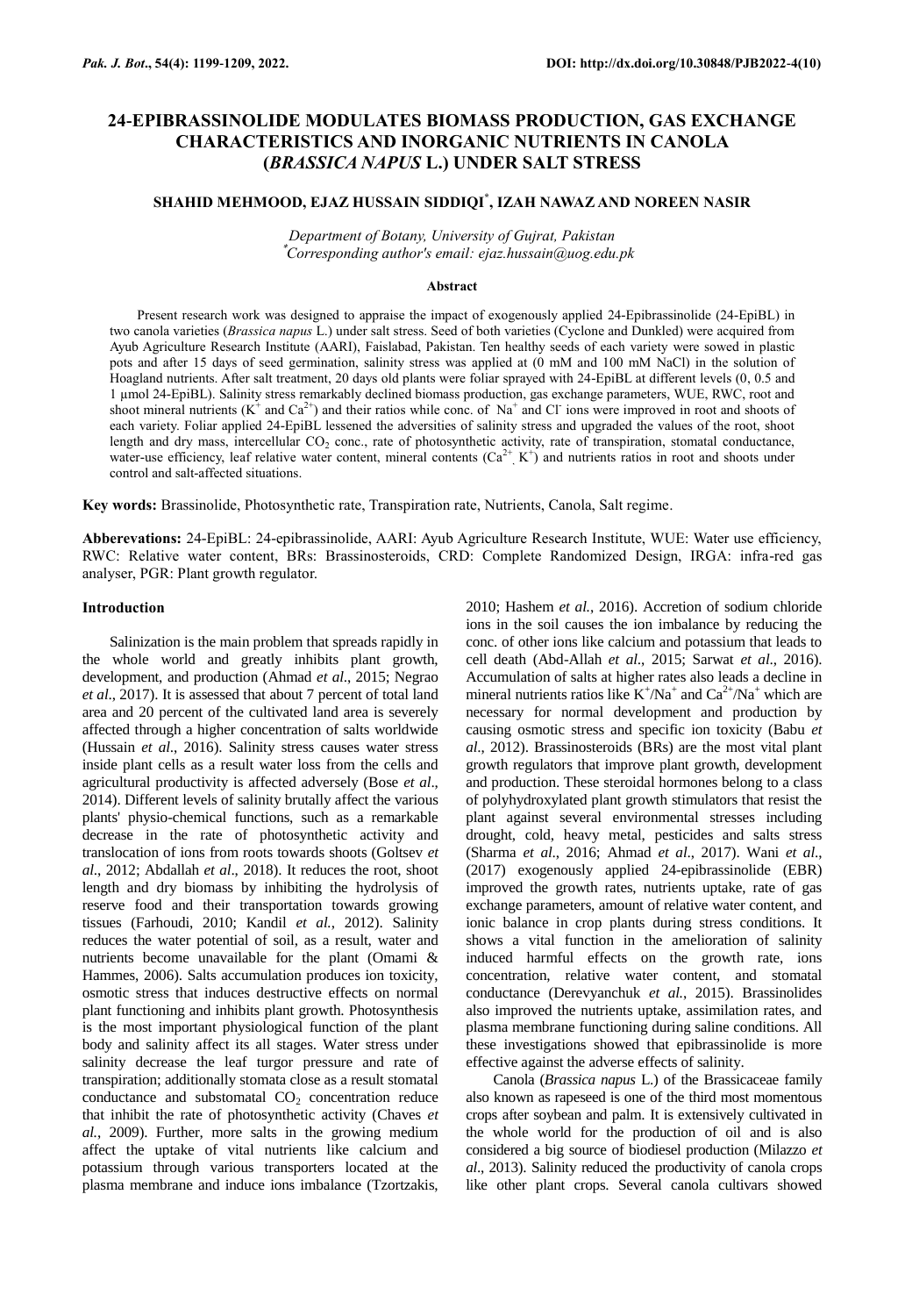# 24-EPIBRASSINOLIDE MODULATES BIOMASS PRODUCTION, GAS EXCHANGE CHARACTERISTICS AND INORGANIC NUTRIENTS IN CANOLA (*BRASSICA NAPUS* L.) UNDER SALT STRESS

**SHAHID MEHMOOD, EJAZ HUSSAIN SIDDIQI*, IZAH NAWAZ AND NOREEN NASIR**

*Department of Botany, University of Gujrat, Pakistan*
*Corresponding author's email: ejaz.hussain@uog.edu.pk*

### Abstract

Present research work was designed to appraise the impact of exogenously applied 24-Epibrassinolide (24-EpiBL) in two canola varieties (*Brassica napus* L.) under salt stress. Seed of both varieties (Cyclone and Dunkled) were acquired from Ayub Agriculture Research Institute (AARI), Faislabad, Pakistan. Ten healthy seeds of each variety were sowed in plastic pots and after 15 days of seed germination, salinity stress was applied at (0 mM and 100 mM NaCl) in the solution of Hoagland nutrients. After salt treatment, 20 days old plants were foliar sprayed with 24-EpiBL at different levels (0, 0.5 and 1 μmol 24-EpiBL). Salinity stress remarkably declined biomass production, gas exchange parameters, WUE, RWC, root and shoot mineral nutrients ($K^+$ and $Ca^{2+}$) and their ratios while conc. of $Na^+$ and $Cl^-$ ions were improved in root and shoots of each variety. Foliar applied 24-EpiBL lessened the adversities of salinity stress and upgraded the values of the root, shoot length and dry mass, intercellular $CO_2$ conc., rate of photosynthetic activity, rate of transpiration, stomatal conductance, water-use efficiency, leaf relative water content, mineral contents ($Ca^{2+}$, $K^+$) and nutrients ratios in root and shoots under control and salt-affected situations.

**Key words:** Brassinolide, Photosynthetic rate, Transpiration rate, Nutrients, Canola, Salt regime.

**Abbervations:** 24-EpiBL: 24-epibrassinolide, AARI: Ayub Agriculture Research Institute, WUE: Water use efficiency, RWC: Relative water content, BRs: Brassinosteroids, CRD: Complete Randomized Design, IRGA: infra-red gas analyser, PGR: Plant growth regulator.

## Introduction

Salinization is the main problem that spreads rapidly in the whole world and greatly inhibits plant growth, development, and production (Ahmad *et al*., 2015; Negrao *et al*., 2017). It is assessed that about 7 percent of total land area and 20 percent of the cultivated land area is severely affected through a higher concentration of salts worldwide (Hussain *et al*., 2016). Salinity stress causes water stress inside plant cells as a result water loss from the cells and agricultural productivity is affected adversely (Bose *et al*., 2014). Different levels of salinity brutally affect the various plants' physio-chemical functions, such as a remarkable decrease in the rate of photosynthetic activity and translocation of ions from roots towards shoots (Goltsev *et al*., 2012; Abdallah *et al*., 2018). It reduces the root, shoot length and dry biomass by inhibiting the hydrolysis of reserve food and their transportation towards growing tissues (Farhoudi, 2010; Kandil *et al.*, 2012). Salinity reduces the water potential of soil, as a result, water and nutrients become unavailable for the plant (Omami & Hammes, 2006). Salts accumulation produces ion toxicity, osmotic stress that induces destructive effects on normal plant functioning and inhibits plant growth. Photosynthesis is the most important physiological function of the plant body and salinity affect its all stages. Water stress under salinity decrease the leaf turgor pressure and rate of transpiration; additionally stomata close as a result stomatal conductance and substomatal $CO_2$ concentration reduce that inhibit the rate of photosynthetic activity (Chaves *et al.*, 2009). Further, more salts in the growing medium affect the uptake of vital nutrients like calcium and potassium through various transporters located at the plasma membrane and induce ions imbalance (Tzortzakis, 2010; Hashem *et al.*, 2016). Accretion of sodium chloride ions in the soil causes the ion imbalance by reducing the conc. of other ions like calcium and potassium that leads to cell death (Abd-Allah *et al*., 2015; Sarwat *et al*., 2016). Accumulation of salts at higher rates also leads a decline in mineral nutrients ratios like $K^+/Na^+$ and $Ca^{2+}/Na^+$ which are necessary for normal development and production by causing osmotic stress and specific ion toxicity (Babu *et al*., 2012). Brassinosteroids (BRs) are the most vital plant growth regulators that improve plant growth, development and production. These steroidal hormones belong to a class of polyhydroxylated plant growth stimulators that resist the plant against several environmental stresses including drought, cold, heavy metal, pesticides and salts stress (Sharma *et al*., 2016; Ahmad *et al*., 2017). Wani *et al*., (2017) exogenously applied 24-epibrassinolide (EBR) improved the growth rates, nutrients uptake, rate of gas exchange parameters, amount of relative water content, and ionic balance in crop plants during stress conditions. It shows a vital function in the amelioration of salinity induced harmful effects on the growth rate, ions concentration, relative water content, and stomatal conductance (Derevyanchuk *et al.*, 2015). Brassinolides also improved the nutrients uptake, assimilation rates, and plasma membrane functioning during saline conditions. All these investigations showed that epibrassinolide is more effective against the adverse effects of salinity.

Canola (*Brassica napus* L.) of the Brassicaceae family also known as rapeseed is one of the third most momentous crops after soybean and palm. It is extensively cultivated in the whole world for the production of oil and is also considered a big source of biodiesel production (Milazzo *et al*., 2013). Salinity reduced the productivity of canola crops like other plant crops. Several canola cultivars showed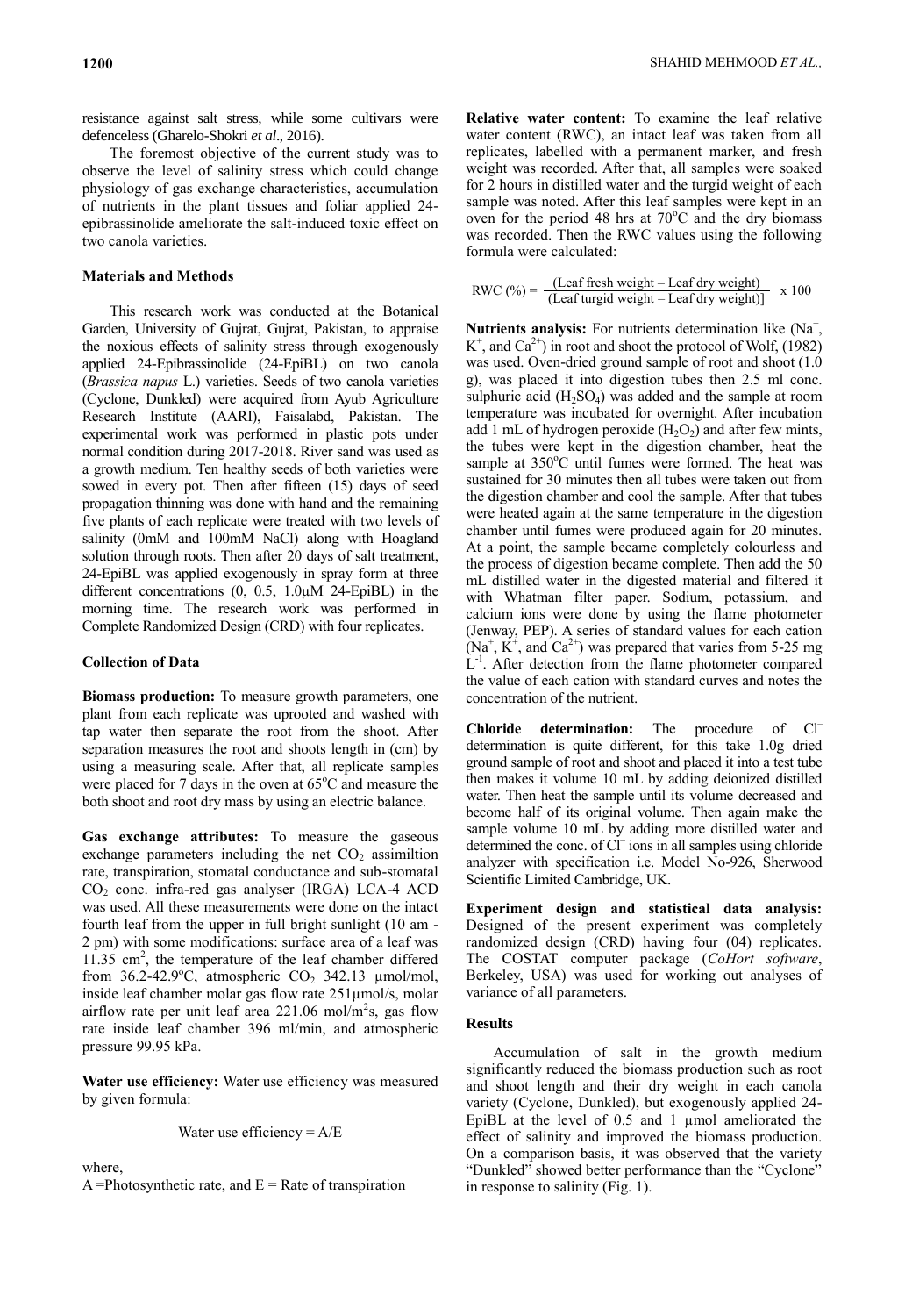resistance against salt stress, while some cultivars were defenceless (Gharelo-Shokri *et al*., 2016).

The foremost objective of the current study was to observe the level of salinity stress which could change physiology of gas exchange characteristics, accumulation of nutrients in the plant tissues and foliar applied 24-epibrassinolide ameliorate the salt-induced toxic effect on two canola varieties.

## Materials and Methods

This research work was conducted at the Botanical Garden, University of Gujrat, Gujrat, Pakistan, to appraise the noxious effects of salinity stress through exogenously applied 24-Epibrassinolide (24-EpiBL) on two canola (*Brassica napus* L.) varieties. Seeds of two canola varieties (Cyclone, Dunkled) were acquired from Ayub Agriculture Research Institute (AARI), Faisalabd, Pakistan. The experimental work was performed in plastic pots under normal condition during 2017-2018. River sand was used as a growth medium. Ten healthy seeds of both varieties were sowed in every pot. Then after fifteen (15) days of seed propagation thinning was done with hand and the remaining five plants of each replicate were treated with two levels of salinity (0mM and 100mM NaCl) along with Hoagland solution through roots. Then after 20 days of salt treatment, 24-EpiBL was applied exogenously in spray form at three different concentrations (0, 0.5, 1.0µM 24-EpiBL) in the morning time. The research work was performed in Complete Randomized Design (CRD) with four replicates.

## Collection of Data

**Biomass production:** To measure growth parameters, one plant from each replicate was uprooted and washed with tap water then separate the root from the shoot. After separation measures the root and shoots length in (cm) by using a measuring scale. After that, all replicate samples were placed for 7 days in the oven at 65°C and measure the both shoot and root dry mass by using an electric balance.

**Gas exchange attributes:** To measure the gaseous exchange parameters including the net $CO_2$ assimiltion rate, transpiration, stomatal conductance and sub-stomatal $CO_2$ conc. infra-red gas analyser (IRGA) LCA-4 ACD was used. All these measurements were done on the intact fourth leaf from the upper in full bright sunlight (10 am - 2 pm) with some modifications: surface area of a leaf was 11.35 $cm^2$, the temperature of the leaf chamber differed from 36.2-42.9°C, atmospheric $CO_2$ 342.13 µmol/mol, inside leaf chamber molar gas flow rate 251µmol/s, molar airflow rate per unit leaf area 221.06 mol/$m^2$s, gas flow rate inside leaf chamber 396 ml/min, and atmospheric pressure 99.95 kPa.

**Water use efficiency:** Water use efficiency was measured by given formula:

$$\text{Water use efficiency} = A/E$$

where,
A = Photosynthetic rate, and E = Rate of transpiration

**Relative water content:** To examine the leaf relative water content (RWC), an intact leaf was taken from all replicates, labelled with a permanent marker, and fresh weight was recorded. After that, all samples were soaked for 2 hours in distilled water and the turgid weight of each sample was noted. After this leaf samples were kept in an oven for the period 48 hrs at 70°C and the dry biomass was recorded. Then the RWC values using the following formula were calculated:

$$\text{RWC (\%)} = \frac{\text{(Leaf fresh weight – Leaf dry weight)}}{\text{(Leaf turgid weight – Leaf dry weight)]}} \times 100$$

**Nutrients analysis:** For nutrients determination like ($Na^+$, $K^+$, and $Ca^{2+}$) in root and shoot the protocol of Wolf, (1982) was used. Oven-dried ground sample of root and shoot (1.0 g), was placed it into digestion tubes then 2.5 ml conc. sulphuric acid ($H_2SO_4$) was added and the sample at room temperature was incubated for overnight. After incubation add 1 mL of hydrogen peroxide ($H_2O_2$) and after few mints, the tubes were kept in the digestion chamber, heat the sample at 350°C until fumes were formed. The heat was sustained for 30 minutes then all tubes were taken out from the digestion chamber and cool the sample. After that tubes were heated again at the same temperature in the digestion chamber until fumes were produced again for 20 minutes. At a point, the sample became completely colourless and the process of digestion became complete. Then add the 50 mL distilled water in the digested material and filtered it with Whatman filter paper. Sodium, potassium, and calcium ions were done by using the flame photometer (Jenway, PEP). A series of standard values for each cation ($Na^+$, $K^+$, and $Ca^{2+}$) was prepared that varies from 5-25 mg $L^{-1}$. After detection from the flame photometer compared the value of each cation with standard curves and notes the concentration of the nutrient.

**Chloride determination:** The procedure of $Cl^-$ determination is quite different, for this take 1.0g dried ground sample of root and shoot and placed it into a test tube then makes it volume 10 mL by adding deionized distilled water. Then heat the sample until its volume decreased and become half of its original volume. Then again make the sample volume 10 mL by adding more distilled water and determined the conc. of $Cl^-$ ions in all samples using chloride analyzer with specification i.e. Model No-926, Sherwood Scientific Limited Cambridge, UK.

**Experiment design and statistical data analysis:** Designed of the present experiment was completely randomized design (CRD) having four (04) replicates. The COSTAT computer package (*CoHort software*, Berkeley, USA) was used for working out analyses of variance of all parameters.

## Results

Accumulation of salt in the growth medium significantly reduced the biomass production such as root and shoot length and their dry weight in each canola variety (Cyclone, Dunkled), but exogenously applied 24-EpiBL at the level of 0.5 and 1 µmol ameliorated the effect of salinity and improved the biomass production. On a comparison basis, it was observed that the variety "Dunkled" showed better performance than the "Cyclone" in response to salinity (Fig. 1).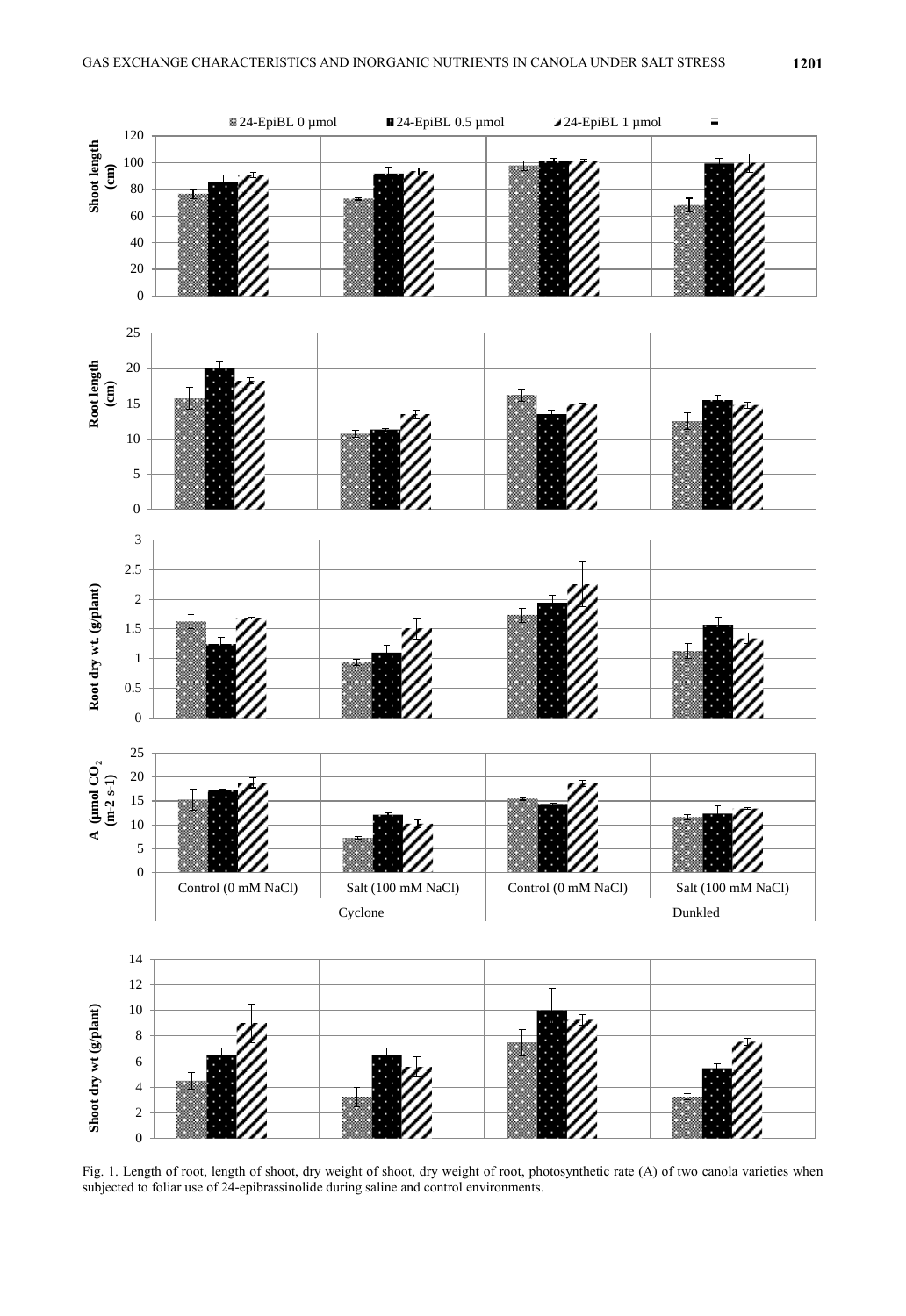Fig. 1. Length of root, length of shoot, dry weight of shoot, dry weight of root, photosynthetic rate (A) of two canola varieties when subjected to foliar use of 24-epibrassinolide during saline and control environments.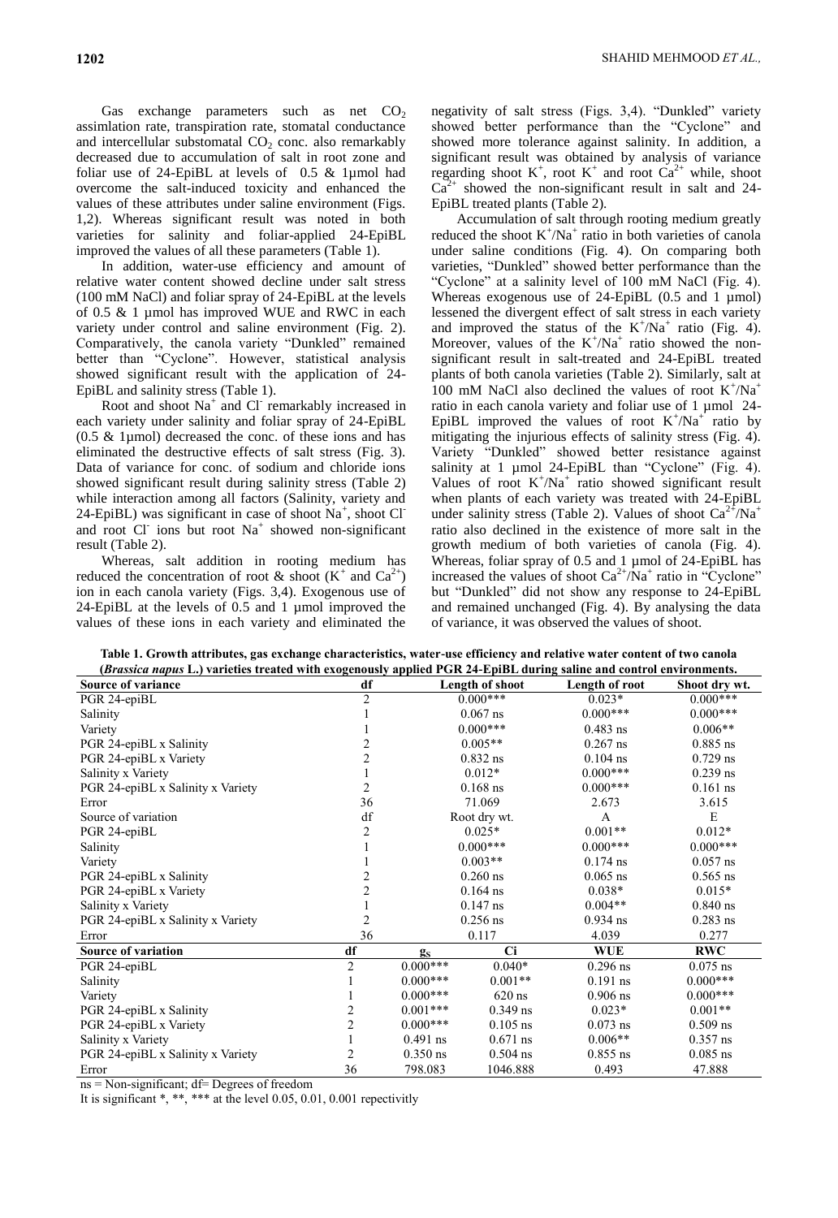Gas exchange parameters such as net $CO_2$ assimlation rate, transpiration rate, stomatal conductance and intercellular substomatal $CO_2$ conc. also remarkably decreased due to accumulation of salt in root zone and foliar use of 24-EpiBL at levels of 0.5 & 1µmol had overcome the salt-induced toxicity and enhanced the values of these attributes under saline environment (Figs. 1,2). Whereas significant result was noted in both varieties for salinity and foliar-applied 24-EpiBL improved the values of all these parameters (Table 1).

In addition, water-use efficiency and amount of relative water content showed decline under salt stress (100 mM NaCl) and foliar spray of 24-EpiBL at the levels of 0.5 & 1 µmol has improved WUE and RWC in each variety under control and saline environment (Fig. 2). Comparatively, the canola variety "Dunkled" remained better than "Cyclone". However, statistical analysis showed significant result with the application of 24-EpiBL and salinity stress (Table 1).

Root and shoot $Na^+$ and $Cl^-$ remarkably increased in each variety under salinity and foliar spray of 24-EpiBL (0.5 & 1µmol) decreased the conc. of these ions and has eliminated the destructive effects of salt stress (Fig. 3). Data of variance for conc. of sodium and chloride ions showed significant result during salinity stress (Table 2) while interaction among all factors (Salinity, variety and 24-EpiBL) was significant in case of shoot $Na^+$, shoot $Cl^-$ and root $Cl^-$ ions but root $Na^+$ showed non-significant result (Table 2).

Whereas, salt addition in rooting medium has reduced the concentration of root & shoot ($K^+$ and $Ca^{2+}$) ion in each canola variety (Figs. 3,4). Exogenous use of 24-EpiBL at the levels of 0.5 and 1 µmol improved the values of these ions in each variety and eliminated the negativity of salt stress (Figs. 3,4). "Dunkled" variety showed better performance than the "Cyclone" and showed more tolerance against salinity. In addition, a significant result was obtained by analysis of variance regarding shoot $K^+$, root $K^+$ and root $Ca^{2+}$ while, shoot $Ca^{2+}$ showed the non-significant result in salt and 24-EpiBL treated plants (Table 2).

Accumulation of salt through rooting medium greatly reduced the shoot $K^+/Na^+$ ratio in both varieties of canola under saline conditions (Fig. 4). On comparing both varieties, "Dunkled" showed better performance than the "Cyclone" at a salinity level of 100 mM NaCl (Fig. 4). Whereas exogenous use of 24-EpiBL (0.5 and 1 µmol) lessened the divergent effect of salt stress in each variety and improved the status of the $K^+/Na^+$ ratio (Fig. 4). Moreover, values of the $K^+/Na^+$ ratio showed the non-significant result in salt-treated and 24-EpiBL treated plants of both canola varieties (Table 2). Similarly, salt at 100 mM NaCl also declined the values of root $K^+/Na^+$ ratio in each canola variety and foliar use of 1 µmol 24-EpiBL improved the values of root $K^+/Na^+$ ratio by mitigating the injurious effects of salinity stress (Fig. 4). Variety "Dunkled" showed better resistance against salinity at 1 µmol 24-EpiBL than "Cyclone" (Fig. 4). Values of root $K^+/Na^+$ ratio showed significant result when plants of each variety was treated with 24-EpiBL under salinity stress (Table 2). Values of shoot $Ca^{2+}/Na^+$ ratio also declined in the existence of more salt in the growth medium of both varieties of canola (Fig. 4). Whereas, foliar spray of 0.5 and 1 µmol of 24-EpiBL has increased the values of shoot $Ca^{2+}/Na^+$ ratio in "Cyclone" but "Dunkled" did not show any response to 24-EpiBL and remained unchanged (Fig. 4). By analysing the data of variance, it was observed the values of shoot.

**Table 1. Growth attributes, gas exchange characteristics, water-use efficiency and relative water content of two canola (*Brassica napus* L.) varieties treated with exogenously applied PGR 24-EpiBL during saline and control environments.**

| Source of variance | df | Length of shoot | | Length of root | Shoot dry wt. |
|---|---|---|---|---|---|
| PGR 24-epiBL | 2 | 0.000*** | | 0.023* | 0.000*** |
| Salinity | 1 | 0.067 ns | | 0.000*** | 0.000*** |
| Variety | 1 | 0.000*** | | 0.483 ns | 0.006** |
| PGR 24-epiBL x Salinity | 2 | 0.005** | | 0.267 ns | 0.885 ns |
| PGR 24-epiBL x Variety | 2 | 0.832 ns | | 0.104 ns | 0.729 ns |
| Salinity x Variety | 1 | 0.012* | | 0.000*** | 0.239 ns |
| PGR 24-epiBL x Salinity x Variety | 2 | 0.168 ns | | 0.000*** | 0.161 ns |
| Error | 36 | 71.069 | | 2.673 | 3.615 |
| Source of variation | df | Root dry wt. | | A | E |
| PGR 24-epiBL | 2 | 0.025* | | 0.001** | 0.012* |
| Salinity | 1 | 0.000*** | | 0.000*** | 0.000*** |
| Variety | 1 | 0.003** | | 0.174 ns | 0.057 ns |
| PGR 24-epiBL x Salinity | 2 | 0.260 ns | | 0.065 ns | 0.565 ns |
| PGR 24-epiBL x Variety | 2 | 0.164 ns | | 0.038* | 0.015* |
| Salinity x Variety | 1 | 0.147 ns | | 0.004** | 0.840 ns |
| PGR 24-epiBL x Salinity x Variety | 2 | 0.256 ns | | 0.934 ns | 0.283 ns |
| Error | 36 | 0.117 | | 4.039 | 0.277 |
| **Source of variation** | **df** | $g_s$ | **Ci** | **WUE** | **RWC** |
| PGR 24-epiBL | 2 | 0.000*** | 0.040* | 0.296 ns | 0.075 ns |
| Salinity | 1 | 0.000*** | 0.001** | 0.191 ns | 0.000*** |
| Variety | 1 | 0.000*** | 620 ns | 0.906 ns | 0.000*** |
| PGR 24-epiBL x Salinity | 2 | 0.001*** | 0.349 ns | 0.023* | 0.001** |
| PGR 24-epiBL x Variety | 2 | 0.000*** | 0.105 ns | 0.073 ns | 0.509 ns |
| Salinity x Variety | 1 | 0.491 ns | 0.671 ns | 0.006** | 0.357 ns |
| PGR 24-epiBL x Salinity x Variety | 2 | 0.350 ns | 0.504 ns | 0.855 ns | 0.085 ns |
| Error | 36 | 798.083 | 1046.888 | 0.493 | 47.888 |

ns = Non-significant; df= Degrees of freedom

It is significant *, **, *** at the level 0.05, 0.01, 0.001 repectivitly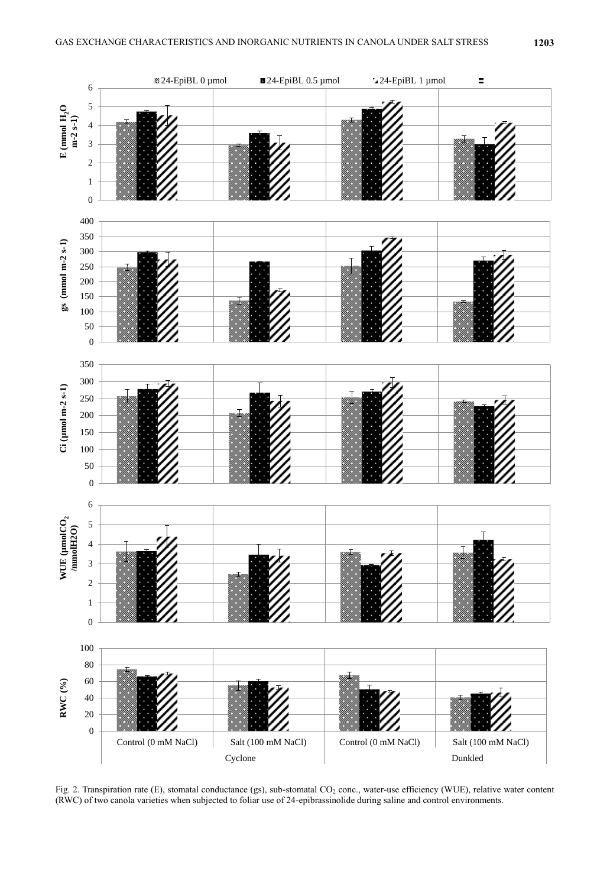Fig. 2. Transpiration rate (E), stomatal conductance (gs), sub-stomatal $CO_2$ conc., water-use efficiency (WUE), relative water content (RWC) of two canola varieties when subjected to foliar use of 24-epibrassinolide during saline and control environments.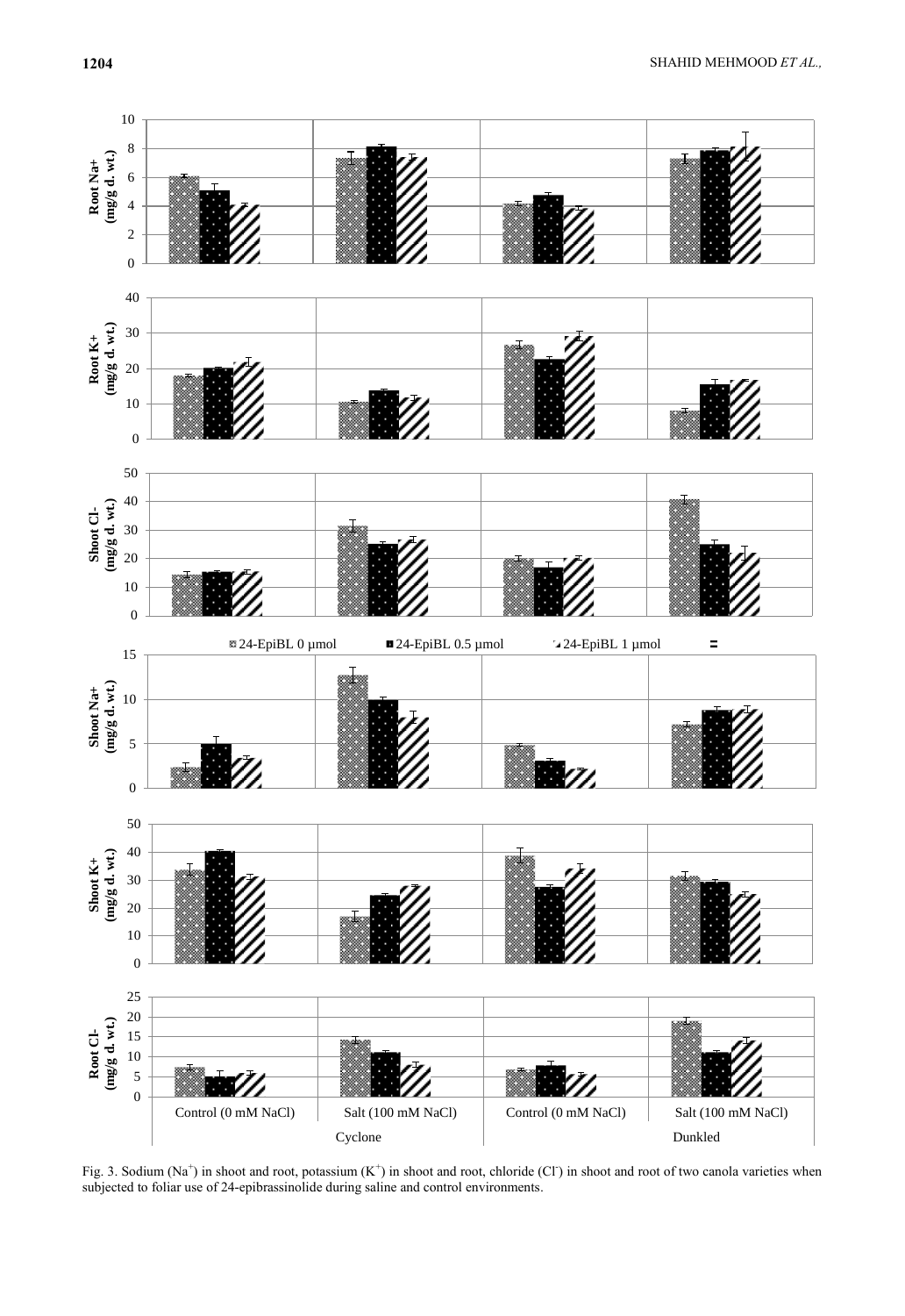Fig. 3. Sodium ($Na^+$) in shoot and root, potassium ($K^+$) in shoot and root, chloride ($Cl^-$) in shoot and root of two canola varieties when subjected to foliar use of 24-epibrassinolide during saline and control environments.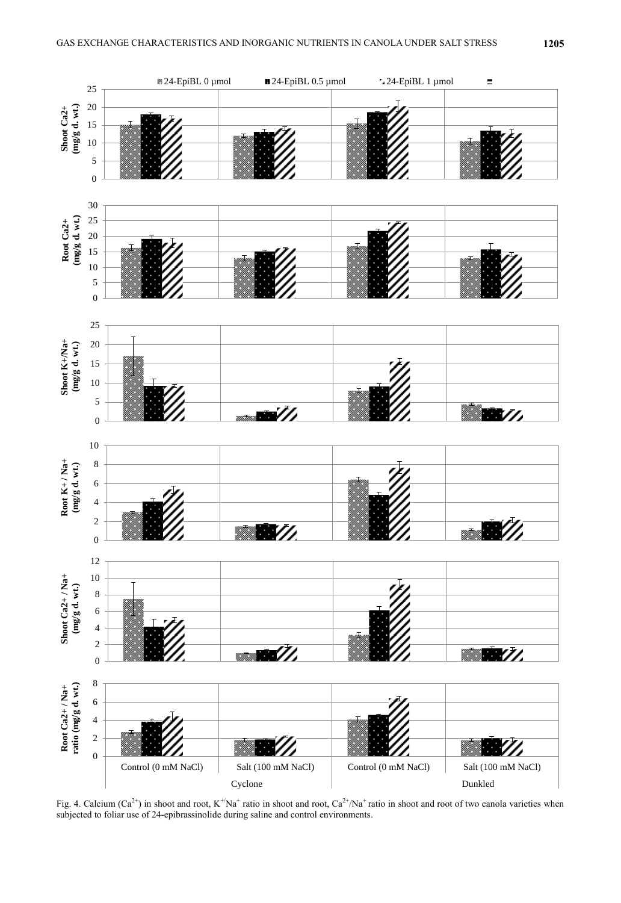Fig. 4. Calcium ($Ca^{2+}$) in shoot and root, $K^+/Na^+$ ratio in shoot and root, $Ca^{2+}/Na^+$ ratio in shoot and root of two canola varieties when subjected to foliar use of 24-epibrassinolide during saline and control environments.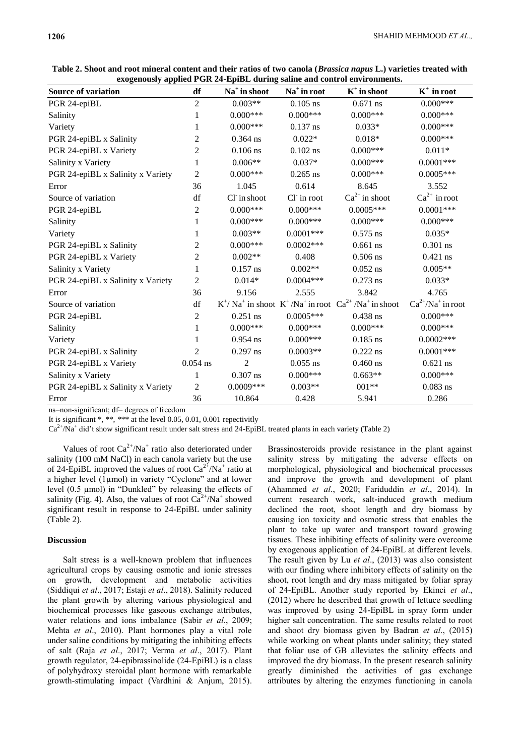**Table 2. Shoot and root mineral content and their ratios of two canola (*Brassica napus* L.) varieties treated with exogenously applied PGR 24-EpiBL during saline and control environments.**

| Source of variation | df | $Na^+$ in shoot | $Na^+$ in root | $K^+$ in shoot | $K^+$ in root |
|---|---|---|---|---|---|
| PGR 24-epiBL | 2 | 0.003** | 0.105 ns | 0.671 ns | 0.000*** |
| Salinity | 1 | 0.000*** | 0.000*** | 0.000*** | 0.000*** |
| Variety | 1 | 0.000*** | 0.137 ns | 0.033* | 0.000*** |
| PGR 24-epiBL x Salinity | 2 | 0.364 ns | 0.022* | 0.018* | 0.000*** |
| PGR 24-epiBL x Variety | 2 | 0.106 ns | 0.102 ns | 0.000*** | 0.011* |
| Salinity x Variety | 1 | 0.006** | 0.037* | 0.000*** | 0.0001*** |
| PGR 24-epiBL x Salinity x Variety | 2 | 0.000*** | 0.265 ns | 0.000*** | 0.0005*** |
| Error | 36 | 1.045 | 0.614 | 8.645 | 3.552 |
| Source of variation | df | $Cl^-$ in shoot | $Cl^-$ in root | $Ca^{2+}$ in shoot | $Ca^{2+}$ in root |
| PGR 24-epiBL | 2 | 0.000*** | 0.000*** | 0.0005*** | 0.0001*** |
| Salinity | 1 | 0.000*** | 0.000*** | 0.000*** | 0.000*** |
| Variety | 1 | 0.003** | 0.0001*** | 0.575 ns | 0.035* |
| PGR 24-epiBL x Salinity | 2 | 0.000*** | 0.0002*** | 0.661 ns | 0.301 ns |
| PGR 24-epiBL x Variety | 2 | 0.002** | 0.408 | 0.506 ns | 0.421 ns |
| Salinity x Variety | 1 | 0.157 ns | 0.002** | 0.052 ns | 0.005** |
| PGR 24-epiBL x Salinity x Variety | 2 | 0.014* | 0.0004*** | 0.273 ns | 0.033* |
| Error | 36 | 9.156 | 2.555 | 3.842 | 4.765 |
| Source of variation | df | $K^+/Na^+$ in shoot | $K^+/Na^+$ in root | $Ca^{2+}/Na^+$ in shoot | $Ca^{2+}/Na^+$ in root |
| PGR 24-epiBL | 2 | 0.251 ns | 0.0005*** | 0.438 ns | 0.000*** |
| Salinity | 1 | 0.000*** | 0.000*** | 0.000*** | 0.000*** |
| Variety | 1 | 0.954 ns | 0.000*** | 0.185 ns | 0.0002*** |
| PGR 24-epiBL x Salinity | 2 | 0.297 ns | 0.0003** | 0.222 ns | 0.0001*** |
| PGR 24-epiBL x Variety | 0.054 ns | 2 | 0.055 ns | 0.460 ns | 0.621 ns |
| Salinity x Variety | 1 | 0.307 ns | 0.000*** | 0.663** | 0.000*** |
| PGR 24-epiBL x Salinity x Variety | 2 | 0.0009*** | 0.003** | 001** | 0.083 ns |
| Error | 36 | 10.864 | 0.428 | 5.941 | 0.286 |

ns=non-significant; df= degrees of freedom

It is significant *, **, *** at the level 0.05, 0.01, 0.001 repectivitly

$Ca^{2+}/Na^+$ did't show significant result under salt stress and 24-EpiBL treated plants in each variety (Table 2)

Values of root $Ca^{2+}/Na^+$ ratio also deteriorated under salinity (100 mM NaCl) in each canola variety but the use of 24-EpiBL improved the values of root $Ca^{2+}/Na^+$ ratio at a higher level (1µmol) in variety "Cyclone" and at lower level (0.5 µmol) in "Dunkled" by releasing the effects of salinity (Fig. 4). Also, the values of root $Ca^{2+}/Na^+$ showed significant result in response to 24-EpiBL under salinity (Table 2).

## Discussion

Salt stress is a well-known problem that influences agricultural crops by causing osmotic and ionic stresses on growth, development and metabolic activities (Siddiqui *et al*., 2017; Estaji *et al*., 2018). Salinity reduced the plant growth by altering various physiological and biochemical processes like gaseous exchange attributes, water relations and ions imbalance (Sabir *et al*., 2009; Mehta *et al*., 2010). Plant hormones play a vital role under saline conditions by mitigating the inhibiting effects of salt (Raja *et al*., 2017; Verma *et al*., 2017). Plant growth regulator, 24-epibrassinolide (24-EpiBL) is a class of polyhydroxy steroidal plant hormone with remarkable growth-stimulating impact (Vardhini & Anjum, 2015). Brassinosteroids provide resistance in the plant against salinity stress by mitigating the adverse effects on morphological, physiological and biochemical processes and improve the growth and development of plant (Ahammed *et al*., 2020; Fariduddin *et al*., 2014). In current research work, salt-induced growth medium declined the root, shoot length and dry biomass by causing ion toxicity and osmotic stress that enables the plant to take up water and transport toward growing tissues. These inhibiting effects of salinity were overcome by exogenous application of 24-EpiBL at different levels. The result given by Lu *et al*., (2013) was also consistent with our finding where inhibitory effects of salinity on the shoot, root length and dry mass mitigated by foliar spray of 24-EpiBL. Another study reported by Ekinci *et al*., (2012) where he described that growth of lettuce seedling was improved by using 24-EpiBL in spray form under higher salt concentration. The same results related to root and shoot dry biomass given by Badran *et al*., (2015) while working on wheat plants under salinity; they stated that foliar use of GB alleviates the salinity effects and improved the dry biomass. In the present research salinity greatly diminished the activities of gas exchange attributes by altering the enzymes functioning in canola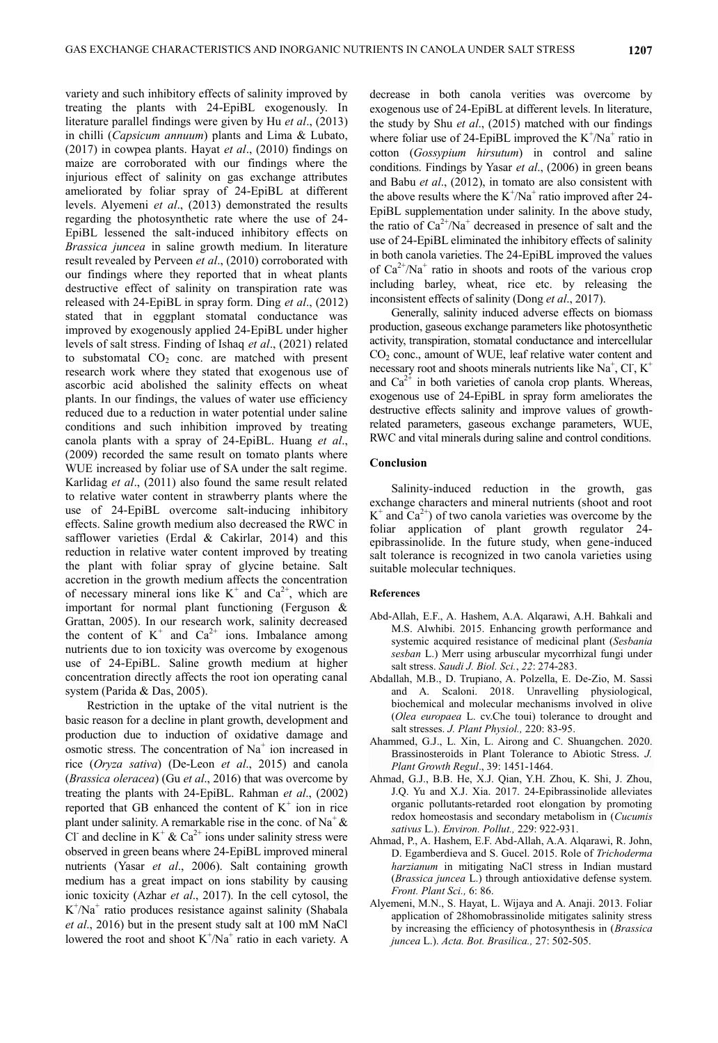variety and such inhibitory effects of salinity improved by treating the plants with 24-EpiBL exogenously. In literature parallel findings were given by Hu *et al*., (2013) in chilli (*Capsicum annuum*) plants and Lima & Lubato, (2017) in cowpea plants. Hayat *et al*., (2010) findings on maize are corroborated with our findings where the injurious effect of salinity on gas exchange attributes ameliorated by foliar spray of 24-EpiBL at different levels. Alyemeni *et al*., (2013) demonstrated the results regarding the photosynthetic rate where the use of 24-EpiBL lessened the salt-induced inhibitory effects on *Brassica juncea* in saline growth medium. In literature result revealed by Perveen *et al*., (2010) corroborated with our findings where they reported that in wheat plants destructive effect of salinity on transpiration rate was released with 24-EpiBL in spray form. Ding *et al*., (2012) stated that in eggplant stomatal conductance was improved by exogenously applied 24-EpiBL under higher levels of salt stress. Finding of Ishaq *et al*., (2021) related to substomatal $CO_2$ conc. are matched with present research work where they stated that exogenous use of ascorbic acid abolished the salinity effects on wheat plants. In our findings, the values of water use efficiency reduced due to a reduction in water potential under saline conditions and such inhibition improved by treating canola plants with a spray of 24-EpiBL. Huang *et al*., (2009) recorded the same result on tomato plants where WUE increased by foliar use of SA under the salt regime. Karlidag *et al*., (2011) also found the same result related to relative water content in strawberry plants where the use of 24-EpiBL overcome salt-inducing inhibitory effects. Saline growth medium also decreased the RWC in safflower varieties (Erdal & Cakirlar, 2014) and this reduction in relative water content improved by treating the plant with foliar spray of glycine betaine. Salt accretion in the growth medium affects the concentration of necessary mineral ions like $K^+$ and $Ca^{2+}$, which are important for normal plant functioning (Ferguson & Grattan, 2005). In our research work, salinity decreased the content of $K^+$ and $Ca^{2+}$ ions. Imbalance among nutrients due to ion toxicity was overcome by exogenous use of 24-EpiBL. Saline growth medium at higher concentration directly affects the root ion operating canal system (Parida & Das, 2005).

Restriction in the uptake of the vital nutrient is the basic reason for a decline in plant growth, development and production due to induction of oxidative damage and osmotic stress. The concentration of $Na^+$ ion increased in rice (*Oryza sativa*) (De-Leon *et al*., 2015) and canola (*Brassica oleracea*) (Gu *et al*., 2016) that was overcome by treating the plants with 24-EpiBL. Rahman *et al*., (2002) reported that GB enhanced the content of $K^+$ ion in rice plant under salinity. A remarkable rise in the conc. of $Na^+$ & $Cl^-$ and decline in $K^+$ & $Ca^{2+}$ ions under salinity stress were observed in green beans where 24-EpiBL improved mineral nutrients (Yasar *et al*., 2006). Salt containing growth medium has a great impact on ions stability by causing ionic toxicity (Azhar *et al*., 2017). In the cell cytosol, the $K^+/Na^+$ ratio produces resistance against salinity (Shabala *et al*., 2016) but in the present study salt at 100 mM NaCl lowered the root and shoot $K^+/Na^+$ ratio in each variety. A decrease in both canola verities was overcome by exogenous use of 24-EpiBL at different levels. In literature, the study by Shu *et al*., (2015) matched with our findings where foliar use of 24-EpiBL improved the $K^+/Na^+$ ratio in cotton (*Gossypium hirsutum*) in control and saline conditions. Findings by Yasar *et al*., (2006) in green beans and Babu *et al*., (2012), in tomato are also consistent with the above results where the $K^+/Na^+$ ratio improved after 24-EpiBL supplementation under salinity. In the above study, the ratio of $Ca^{2+}/Na^+$ decreased in presence of salt and the use of 24-EpiBL eliminated the inhibitory effects of salinity in both canola varieties. The 24-EpiBL improved the values of $Ca^{2+}/Na^+$ ratio in shoots and roots of the various crop including barley, wheat, rice etc. by releasing the inconsistent effects of salinity (Dong *et al*., 2017).

Generally, salinity induced adverse effects on biomass production, gaseous exchange parameters like photosynthetic activity, transpiration, stomatal conductance and intercellular $CO_2$ conc., amount of WUE, leaf relative water content and necessary root and shoots minerals nutrients like $Na^+$, $Cl^-$, $K^+$ and $Ca^{2+}$ in both varieties of canola crop plants. Whereas, exogenous use of 24-EpiBL in spray form ameliorates the destructive effects salinity and improve values of growth-related parameters, gaseous exchange parameters, WUE, RWC and vital minerals during saline and control conditions.

## Conclusion

Salinity-induced reduction in the growth, gas exchange characters and mineral nutrients (shoot and root $K^+$ and $Ca^{2+}$) of two canola varieties was overcome by the foliar application of plant growth regulator 24-epibrassinolide. In the future study, when gene-induced salt tolerance is recognized in two canola varieties using suitable molecular techniques.

## References

- Abd-Allah, E.F., A. Hashem, A.A. Alqarawi, A.H. Bahkali and M.S. Alwhibi. 2015. Enhancing growth performance and systemic acquired resistance of medicinal plant (*Sesbania sesban* L.) Merr using arbuscular mycorrhizal fungi under salt stress. *Saudi J. Biol. Sci.*, *22*: 274-283.
- Abdallah, M.B., D. Trupiano, A. Polzella, E. De-Zio, M. Sassi and A. Scaloni. 2018. Unravelling physiological, biochemical and molecular mechanisms involved in olive (*Olea europaea* L. cv.Che toui) tolerance to drought and salt stresses. *J. Plant Physiol.,* 220: 83-95.
- Ahammed, G.J., L. Xin, L. Airong and C. Shuangchen. 2020. Brassinosteroids in Plant Tolerance to Abiotic Stress. *J. Plant Growth Regul*., 39: 1451-1464.
- Ahmad, G.J., B.B. He, X.J. Qian, Y.H. Zhou, K. Shi, J. Zhou, J.Q. Yu and X.J. Xia. 2017. 24-Epibrassinolide alleviates organic pollutants-retarded root elongation by promoting redox homeostasis and secondary metabolism in (*Cucumis sativus* L.). *Environ. Pollut.,* 229: 922-931.
- Ahmad, P., A. Hashem, E.F. Abd-Allah, A.A. Alqarawi, R. John, D. Egamberdieva and S. Gucel. 2015. Role of *Trichoderma harzianum* in mitigating NaCl stress in Indian mustard (*Brassica juncea* L.) through antioxidative defense system. *Front. Plant Sci.,* 6: 86.
- Alyemeni, M.N., S. Hayat, L. Wijaya and A. Anaji. 2013. Foliar application of 28homobrassinolide mitigates salinity stress by increasing the efficiency of photosynthesis in (*Brassica juncea* L.). *Acta. Bot. Brasilica.,* 27: 502-505.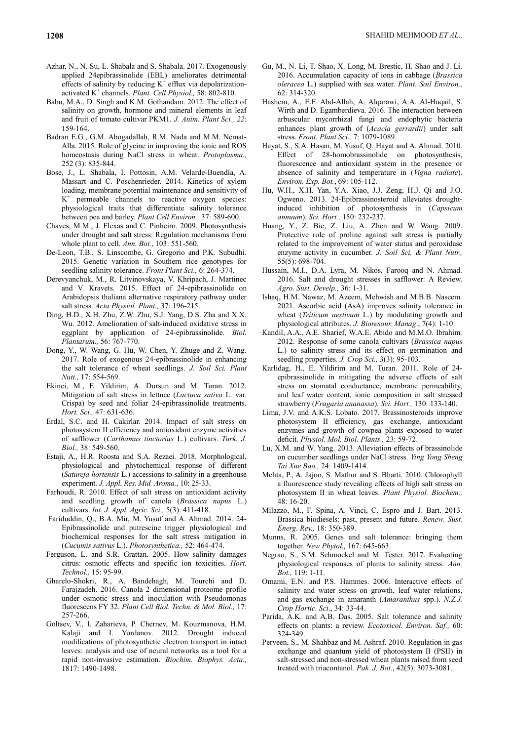Azhar, N., N. Su, L. Shabala and S. Shabala. 2017. Exogenously applied 24epibrassinolide (EBL) ameliorates detrimental effects of salinity by reducing $K^+$ efflux via depolarization-activated $K^+$ channels. *Plant. Cell Physiol.,* 58: 802-810.

Babu, M.A., D. Singh and K.M. Gothandam. 2012. The effect of salinity on growth, hormone and mineral elements in leaf and fruit of tomato cultivar PKM1. *J. Anim. Plant Sci., 22*: 159-164.

Badran E.G., G.M. Abogadallah, R.M. Nada and M.M. Nemat-Alla. 2015. Role of glycine in improving the ionic and ROS homeostasis during NaCl stress in wheat. *Protoplasma.,* 252 (3): 835-844.

Bose, J., L. Shabala, I. Pottosin, A.M. Velarde-Buendía, A. Massart and C. Poschenrieder. 2014. Kinetics of xylem loading, membrane potential maintenance and sensitivity of $K^+$ permeable channels to reactive oxygen species: physiological traits that differentiate salinity tolerance between pea and barley. *Plant Cell Environ.,* 37: 589-600.

Chaves, M.M., J. Flexas and C. Pinheiro. 2009. Photosynthesis under drought and salt stress: Regulation mechanisms from whole plant to cell. *Ann. Bot.*, 103: 551-560.

De-Leon, T.B., S. Linscombe, G. Gregorio and P.K. Subudhi. 2015. Genetic variation in Southern rice genotypes for seedling salinity tolerance. *Front Plant Sci.,* 6: 264-374.

Derevyanchuk, M., R. Litvinovskaya, V. Khripach, J. Martinec and V. Kravets. 2015. Effect of 24-epibrassinolide on Arabidopsis thaliana alternative respiratory pathway under salt stress. *Acta Physiol. Plant.,* 37: 196-215.

Ding, H.D., X.H. Zhu, Z.W. Zhu, S.J. Yang, D.S. Zha and X.X. Wu. 2012. Amelioration of salt-induced oxidative stress in eggplant by application of 24-epibrassinolide. *Biol. Plantarum.,* 56: 767-770.

Dong, Y., W. Wang, G. Hu, W. Chen, Y. Zhuge and Z. Wang. 2017. Role of exogenous 24-epibrassinolide in enhancing the salt tolerance of wheat seedlings. *J. Soil Sci. Plant Nutt.,* 17: 554-569.

Ekinci, M., E. Yildirim, A. Dursun and M. Turan. 2012. Mitigation of salt stress in lettuce (*Lactuca sativa* L. var. Crispa) by seed and foliar 24-epibrassinolide treatments. *Hort. Sci.,* 47: 631-636.

Erdal, S.C. and H. Cakirlar. 2014. Impact of salt stress on photosystem II efficiency and antioxidant enzyme activities of safflower (*Carthamus tinctorius* L.) cultivars. *Turk. J. Biol.,* 38: 549-560.

Estaji, A., H.R. Roosta and S.A. Rezaei. 2018. Morphological, physiological and phytochemical response of different (*Satureja hortensis* L.) accessions to salinity in a greenhouse experiment. *J. Appl. Res. Mid. Aroma.*, 10: 25-33.

Farhoudi, R. 2010. Effect of salt stress on antioxidant activity and seedling growth of canola (*Brassica napus* L.) cultivars. *Int. J. Appl. Agric. Sci.,* 5(3): 411-418.

Fariduddin, Q., B.A. Mir, M. Yusuf and A. Ahmad. 2014. 24-Epibrassinolide and putrescine trigger physiological and biochemical responses for the salt stress mitigation in (*Cucumis sativus* L.). *Photosynthetica.,* 52: 464-474.

Ferguson, L. and S.R. Grattan. 2005. How salinity damages citrus: osmotic effects and specific ion toxicities. *Hort. Technol.,* 15: 95-99.

Gharelo-Shokri, R., A. Bandehagh, M. Tourchi and D. Farajzadeh. 2016. Canola 2 dimensional proteome profile under osmotic stress and inoculation with Pseudomonas fluorescens FY 32. *Plant Cell Biol. Techn. & Mol. Biol.,* 17: 257-266.

Goltsev, V., I. Zaharieva, P. Chernev, M. Kouzmanova, H.M. Kalaji and I. Yordanov. 2012. Drought induced modifications of photosynthetic electron transport in intact leaves: analysis and use of neural networks as a tool for a rapid non-invasive estimation. *Biochim. Biophys. Acta.,* 1817: 1490-1498.

Gu, M., N. Li, T. Shao, X. Long, M. Brestic, H. Shao and J. Li. 2016. Accumulation capacity of ions in cabbage (*Brassica oleracea* L.) supplied with sea water. *Plant. Soil Environ.,* 62: 314-320.

Hashem, A., E.F. Abd-Allah, A. Alqarawi, A.A. Al-Huqail, S. Wirth and D. Egamberdieva. 2016. The interaction between arbuscular mycorrhizal fungi and endophytic bacteria enhances plant growth of (*Acacia gerrardii*) under salt stress. *Front. Plant Sci.,* 7: 1079-1089.

Hayat, S., S.A. Hasan, M. Yusuf, Q. Hayat and A. Ahmad. 2010. Effect of 28-homobrassinolide on photosynthesis, fluorescence and antioxidant system in the presence or absence of salinity and temperature in (*Vigna radiate*). *Environ. Exp. Bot.*, 69: 105-112.

Hu, W.H., X.H. Yan, Y.A. Xiao, J.J. Zeng, H.J. Qi and J.O. Ogweno. 2013. 24-Epibrassinosteroid alleviates drought-induced inhibition of photosynthesis in (*Capsicum annuum*). *Sci. Hort.,* 150: 232-237.

Huang, Y., Z. Bie, Z. Liu, A. Zhen and W. Wang. 2009. Protective role of proline against salt stress is partially related to the improvement of water status and peroxidase enzyme activity in cucumber. *J. Soil Sci. & Plant Nutr.,* 55(5): 698-704.

Hussain, M.I., D.A. Lyra, M. Nikos, Farooq and N. Ahmad. 2016. Salt and drought stresses in safflower: A Review. *Agro. Sust. Develp.,* 36: 1-31.

Ishaq, H.M. Nawaz, M. Azeem, Mehwish and M.B.B. Naseem. 2021. Ascorbic acid (AsA) improves salinity tolerance in wheat (*Triticum aestivum* L.) by modulating growth and physiological attributes. *J. Bioresour. Manag*., 7(4): 1-10.

Kandil, A.A., A.E. Sharief, W.A.E. Abido and M.M.O. Ibrahim. 2012. Response of some canola cultivars (*Brassica napus* L.) to salinity stress and its effect on germination and seedling properties. *J. Crop Sci.,* 3(3): 95-103.

Karlidag, H., E. Yildirim and M. Turan. 2011. Role of 24-epibrassinolide in mitigating the adverse effects of salt stress on stomatal conductance, membrane permeability, and leaf water content, ionic composition in salt stressed strawberry (*Fragaria ananassa*). *Sci. Hort.,* 130: 133-140.

Lima, J.V. and A.K.S. Lobato. 2017. Brassinosteroids improve photosystem II efficiency, gas exchange, antioxidant enzymes and growth of cowpea plants exposed to water deficit. *Physiol. Mol. Biol. Plants.,* 23: 59-72.

Lu, X.M. and W. Yang. 2013. Alleviation effects of brassinolide on cucumber seedlings under NaCl stress. *Ying Yong Sheng Tai Xue Bao.,* 24: 1409-1414.

Mehta, P., A. Jajoo, S. Mathur and S. Bharti. 2010. Chlorophyll a fluorescence study revealing effects of high salt stress on photosystem II in wheat leaves. *Plant Physiol. Biochem.,* 48: 16-20.

Milazzo, M., F. Spina, A. Vinci, C. Espro and J. Bart. 2013. Brassica biodiesels: past, present and future. *Renew. Sust. Energ. Rev.,* 18: 350-389.

Munns, R. 2005. Genes and salt tolerance: bringing them together. *New Phytol.,* 167: 645-663.

Negrao, S., S.M. Schmockel and M. Tester. 2017. Evaluating physiological responses of plants to salinity stress. *Ann. Bot.,* 119: 1-11.

Omami, E.N. and P.S. Hammes. 2006. Interactive effects of salinity and water stress on growth, leaf water relations, and gas exchange in amaranth (*Amaranthus* spp.). *N.Z.J. Crop Hortic. Sci*., 34: 33-44.

Parida, A.K. and A.B. Das. 2005. Salt tolerance and salinity effects on plants: a review. *Ecotoxicol. Environ. Saf.,* 60: 324-349.

Perveen, S., M. Shahbaz and M. Ashraf. 2010. Regulation in gas exchange and quantum yield of photosystem II (PSII) in salt-stressed and non-stressed wheat plants raised from seed treated with triacontanol. *Pak. J. Bot*., 42(5): 3073-3081.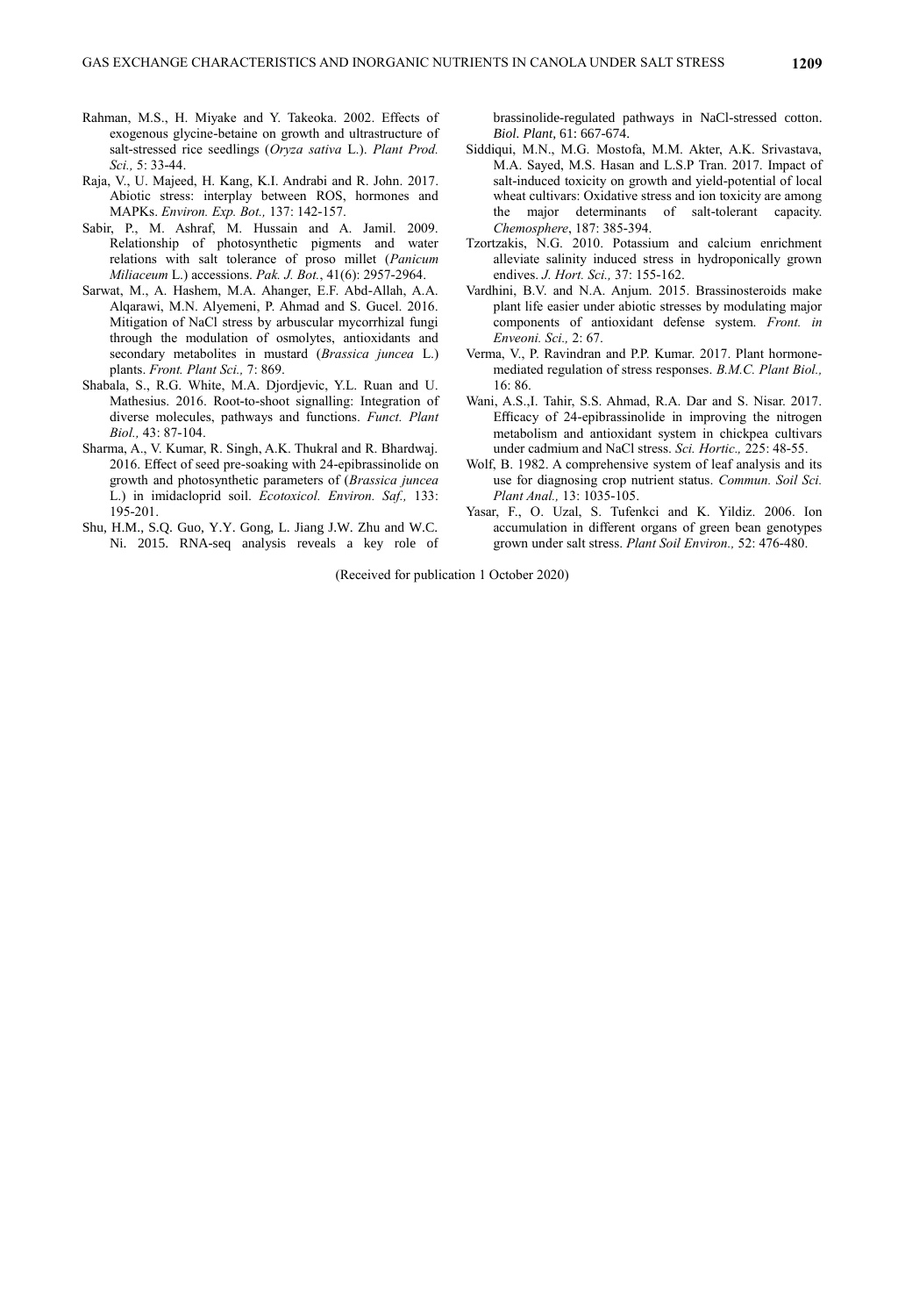Rahman, M.S., H. Miyake and Y. Takeoka. 2002. Effects of exogenous glycine-betaine on growth and ultrastructure of salt-stressed rice seedlings (*Oryza sativa* L.). *Plant Prod. Sci.,* 5: 33-44.

Raja, V., U. Majeed, H. Kang, K.I. Andrabi and R. John. 2017. Abiotic stress: interplay between ROS, hormones and MAPKs. *Environ. Exp. Bot.,* 137: 142-157.

Sabir, P., M. Ashraf, M. Hussain and A. Jamil. 2009. Relationship of photosynthetic pigments and water relations with salt tolerance of proso millet (*Panicum Miliaceum* L.) accessions. *Pak. J. Bot.*, 41(6): 2957-2964.

Sarwat, M., A. Hashem, M.A. Ahanger, E.F. Abd-Allah, A.A. Alqarawi, M.N. Alyemeni, P. Ahmad and S. Gucel. 2016. Mitigation of NaCl stress by arbuscular mycorrhizal fungi through the modulation of osmolytes, antioxidants and secondary metabolites in mustard (*Brassica juncea* L.) plants. *Front. Plant Sci.,* 7: 869.

Shabala, S., R.G. White, M.A. Djordjevic, Y.L. Ruan and U. Mathesius. 2016. Root-to-shoot signalling: Integration of diverse molecules, pathways and functions. *Funct. Plant Biol.,* 43: 87-104.

Sharma, A., V. Kumar, R. Singh, A.K. Thukral and R. Bhardwaj. 2016. Effect of seed pre-soaking with 24-epibrassinolide on growth and photosynthetic parameters of (*Brassica juncea* L.) in imidacloprid soil. *Ecotoxicol. Environ. Saf.,* 133: 195-201.

Shu, H.M., S.Q. Guo, Y.Y. Gong, L. Jiang J.W. Zhu and W.C. Ni. 2015. RNA-seq analysis reveals a key role of brassinolide-regulated pathways in NaCl-stressed cotton. *Biol. Plant,* 61: 667-674.

Siddiqui, M.N., M.G. Mostofa, M.M. Akter, A.K. Srivastava, M.A. Sayed, M.S. Hasan and L.S.P Tran. 2017. Impact of salt-induced toxicity on growth and yield-potential of local wheat cultivars: Oxidative stress and ion toxicity are among the major determinants of salt-tolerant capacity. *Chemosphere*, 187: 385-394.

Tzortzakis, N.G. 2010. Potassium and calcium enrichment alleviate salinity induced stress in hydroponically grown endives. *J. Hort. Sci.,* 37: 155-162.

Vardhini, B.V. and N.A. Anjum. 2015. Brassinosteroids make plant life easier under abiotic stresses by modulating major components of antioxidant defense system. *Front. in Enveoni. Sci.,* 2: 67.

Verma, V., P. Ravindran and P.P. Kumar. 2017. Plant hormone-mediated regulation of stress responses. *B.M.C. Plant Biol.,* 16: 86.

Wani, A.S.,I. Tahir, S.S. Ahmad, R.A. Dar and S. Nisar. 2017. Efficacy of 24-epibrassinolide in improving the nitrogen metabolism and antioxidant system in chickpea cultivars under cadmium and NaCl stress. *Sci. Hortic.,* 225: 48-55.

Wolf, B. 1982. A comprehensive system of leaf analysis and its use for diagnosing crop nutrient status. *Commun. Soil Sci. Plant Anal.,* 13: 1035-105.

Yasar, F., O. Uzal, S. Tufenkci and K. Yildiz. 2006. Ion accumulation in different organs of green bean genotypes grown under salt stress. *Plant Soil Environ.,* 52: 476-480.

(Received for publication 1 October 2020)